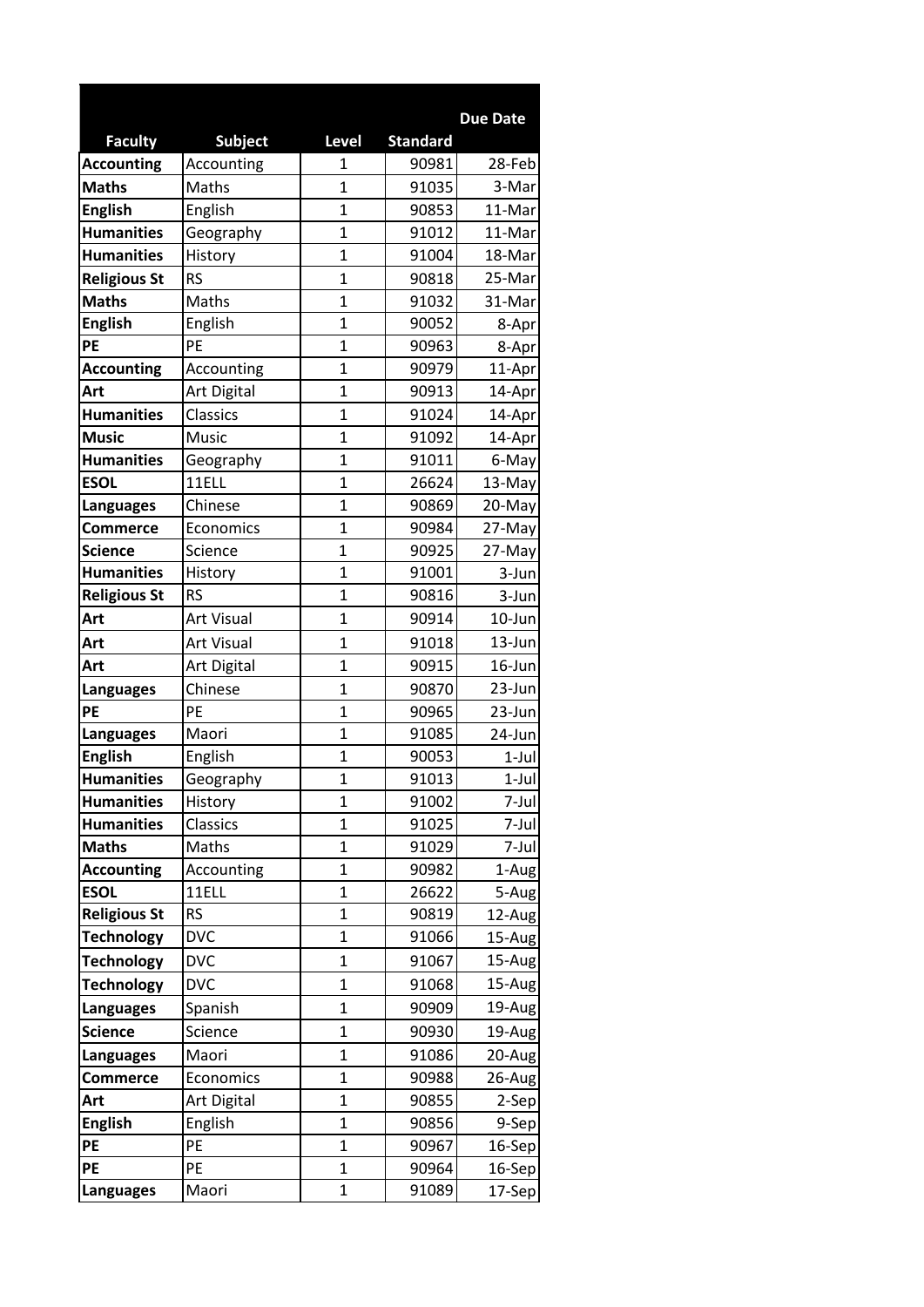| Faculty | Subject | Level | Standard | Due Date |
|---|---|---|---|---|
| **Accounting** | Accounting | 1 | 90981 | 28-Feb |
| **Maths** | Maths | 1 | 91035 | 3-Mar |
| **English** | English | 1 | 90853 | 11-Mar |
| **Humanities** | Geography | 1 | 91012 | 11-Mar |
| **Humanities** | History | 1 | 91004 | 18-Mar |
| **Religious St** | RS | 1 | 90818 | 25-Mar |
| **Maths** | Maths | 1 | 91032 | 31-Mar |
| **English** | English | 1 | 90052 | 8-Apr |
| **PE** | PE | 1 | 90963 | 8-Apr |
| **Accounting** | Accounting | 1 | 90979 | 11-Apr |
| **Art** | Art Digital | 1 | 90913 | 14-Apr |
| **Humanities** | Classics | 1 | 91024 | 14-Apr |
| **Music** | Music | 1 | 91092 | 14-Apr |
| **Humanities** | Geography | 1 | 91011 | 6-May |
| **ESOL** | 11ELL | 1 | 26624 | 13-May |
| **Languages** | Chinese | 1 | 90869 | 20-May |
| **Commerce** | Economics | 1 | 90984 | 27-May |
| **Science** | Science | 1 | 90925 | 27-May |
| **Humanities** | History | 1 | 91001 | 3-Jun |
| **Religious St** | RS | 1 | 90816 | 3-Jun |
| **Art** | Art Visual | 1 | 90914 | 10-Jun |
| **Art** | Art Visual | 1 | 91018 | 13-Jun |
| **Art** | Art Digital | 1 | 90915 | 16-Jun |
| **Languages** | Chinese | 1 | 90870 | 23-Jun |
| **PE** | PE | 1 | 90965 | 23-Jun |
| **Languages** | Maori | 1 | 91085 | 24-Jun |
| **English** | English | 1 | 90053 | 1-Jul |
| **Humanities** | Geography | 1 | 91013 | 1-Jul |
| **Humanities** | History | 1 | 91002 | 7-Jul |
| **Humanities** | Classics | 1 | 91025 | 7-Jul |
| **Maths** | Maths | 1 | 91029 | 7-Jul |
| **Accounting** | Accounting | 1 | 90982 | 1-Aug |
| **ESOL** | 11ELL | 1 | 26622 | 5-Aug |
| **Religious St** | RS | 1 | 90819 | 12-Aug |
| **Technology** | DVC | 1 | 91066 | 15-Aug |
| **Technology** | DVC | 1 | 91067 | 15-Aug |
| **Technology** | DVC | 1 | 91068 | 15-Aug |
| **Languages** | Spanish | 1 | 90909 | 19-Aug |
| **Science** | Science | 1 | 90930 | 19-Aug |
| **Languages** | Maori | 1 | 91086 | 20-Aug |
| **Commerce** | Economics | 1 | 90988 | 26-Aug |
| **Art** | Art Digital | 1 | 90855 | 2-Sep |
| **English** | English | 1 | 90856 | 9-Sep |
| **PE** | PE | 1 | 90967 | 16-Sep |
| **PE** | PE | 1 | 90964 | 16-Sep |
| **Languages** | Maori | 1 | 91089 | 17-Sep |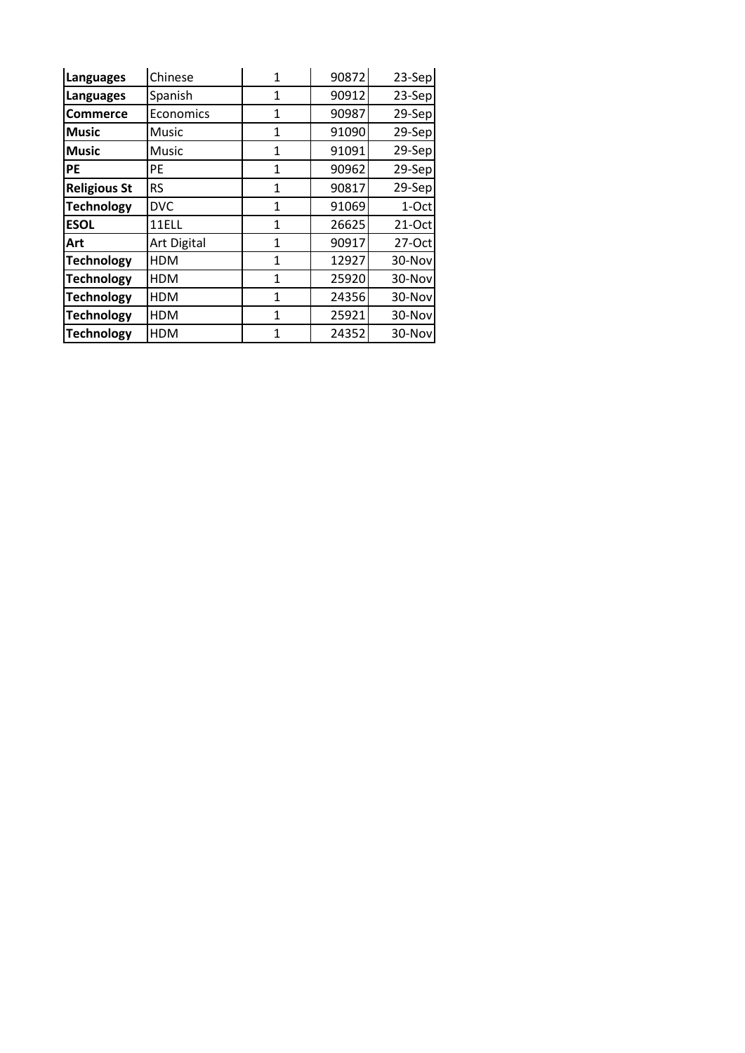| | | | | |
|---|---|---|---|---|
| **Languages** | Chinese | 1 | 90872 | 23-Sep |
| **Languages** | Spanish | 1 | 90912 | 23-Sep |
| **Commerce** | Economics | 1 | 90987 | 29-Sep |
| **Music** | Music | 1 | 91090 | 29-Sep |
| **Music** | Music | 1 | 91091 | 29-Sep |
| **PE** | PE | 1 | 90962 | 29-Sep |
| **Religious St** | RS | 1 | 90817 | 29-Sep |
| **Technology** | DVC | 1 | 91069 | 1-Oct |
| **ESOL** | 11ELL | 1 | 26625 | 21-Oct |
| **Art** | Art Digital | 1 | 90917 | 27-Oct |
| **Technology** | HDM | 1 | 12927 | 30-Nov |
| **Technology** | HDM | 1 | 25920 | 30-Nov |
| **Technology** | HDM | 1 | 24356 | 30-Nov |
| **Technology** | HDM | 1 | 25921 | 30-Nov |
| **Technology** | HDM | 1 | 24352 | 30-Nov |